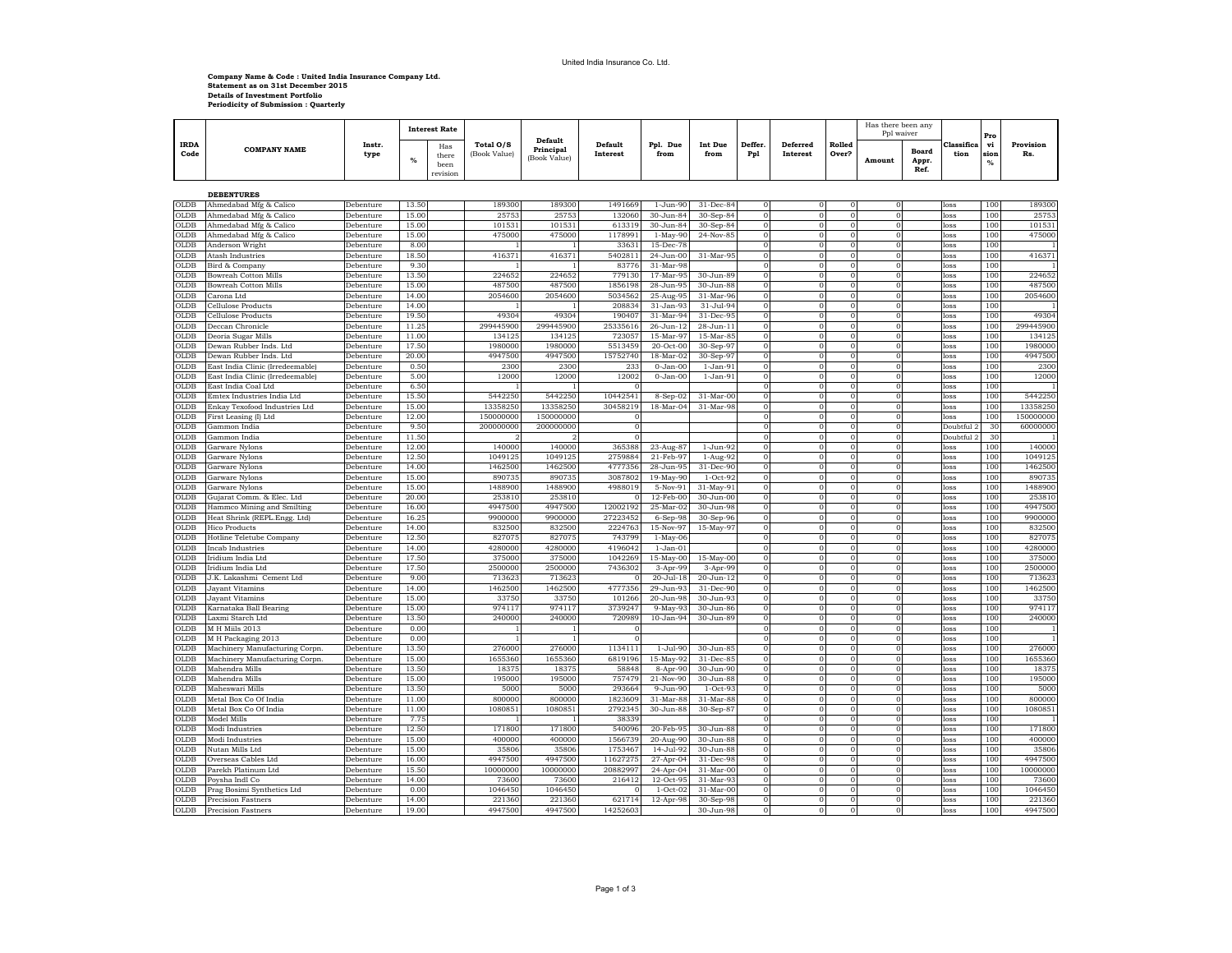**Company Name & Code : United India Insurance Company Ltd.**
**Statement as on 31st December 2015**
**Details of Investment Portfolio**
**Periodicity of Submission : Quarterly**

| IRDA Code | COMPANY NAME | Instr. type | Interest Rate | | Total O/S (Book Value) | Default Principal (Book Value) | Default Interest | Ppl. Due from | Int Due from | Deffer. Ppl | Deferred Interest | Rolled Over? | Has there been any Ppl waiver | | Classification | Provision % | Provision Rs. |
|---|---|---|---|---|---|---|---|---|---|---|---|---|---|---|---|---|---|
| | | | % | Has there been revision | | | | | | | | | Amount | Board Appr. Ref. | | | |
| | **DEBENTURES** | | | | | | | | | | | | | | | | |
| OLDB | Ahmedabad Mfg & Calico | Debenture | 13.50 | | 189300 | 189300 | 1491669 | 1-Jun-90 | 31-Dec-84 | 0 | 0 | 0 | 0 | | loss | 100 | 189300 |
| OLDB | Ahmedabad Mfg & Calico | Debenture | 15.00 | | 25753 | 25753 | 132060 | 30-Jun-84 | 30-Jun-84 | 0 | 0 | 0 | 0 | | loss | 100 | 25753 |
| OLDB | Ahmedabad Mfg & Calico | Debenture | 15.00 | | 101531 | 101531 | 613319 | 30-Jun-84 | 30-Sep-84 | 0 | 0 | 0 | 0 | | loss | 100 | 101531 |
| OLDB | Ahmedabad Mfg & Calico | Debenture | 15.00 | | 475000 | 475000 | 1178991 | 1-May-90 | 24-Nov-85 | 0 | 0 | 0 | 0 | | loss | 100 | 475000 |
| OLDB | Anderson Wright | Debenture | 8.00 | | 1 | 1 | 33631 | 15-Dec-78 | | 0 | 0 | 0 | 0 | | loss | 100 | 1 |
| OLDB | Atash Industries | Debenture | 18.50 | | 416371 | 416371 | 5402811 | 24-Jun-00 | 31-Mar-95 | 0 | 0 | 0 | 0 | | loss | 100 | 416371 |
| OLDB | Bird & Company | Debenture | 9.30 | | 1 | 1 | 83776 | 31-Mar-98 | | 0 | 0 | 0 | 0 | | loss | 100 | 1 |
| OLDB | Bowreah Cotton Mills | Debenture | 13.50 | | 224652 | 224652 | 779130 | 17-Mar-95 | 30-Jun-89 | 0 | 0 | 0 | 0 | | loss | 100 | 224652 |
| OLDB | Bowreah Cotton Mills | Debenture | 15.00 | | 487500 | 487500 | 1856198 | 28-Jun-95 | 30-Jun-88 | 0 | 0 | 0 | 0 | | loss | 100 | 487500 |
| OLDB | Carona Ltd | Debenture | 14.00 | | 2054600 | 2054600 | 5034562 | 25-Aug-95 | 31-Mar-96 | 0 | 0 | 0 | 0 | | loss | 100 | 2054600 |
| OLDB | Cellulose Products | Debenture | 14.00 | | 1 | 1 | 208834 | 31-Jan-93 | 31-Jul-94 | 0 | 0 | 0 | 0 | | loss | 100 | 1 |
| OLDB | Cellulose Products | Debenture | 19.50 | | 49304 | 49304 | 190407 | 31-Mar-94 | 31-Dec-95 | 0 | 0 | 0 | 0 | | loss | 100 | 49304 |
| OLDB | Deccan Chronicle | Debenture | 11.25 | | 299445900 | 299445900 | 25335616 | 26-Jun-12 | 28-Jun-11 | 0 | 0 | 0 | 0 | | loss | 100 | 299445900 |
| OLDB | Deoria Sugar Mills | Debenture | 11.00 | | 134125 | 134125 | 723057 | 15-Mar-97 | 15-Mar-85 | 0 | 0 | 0 | 0 | | loss | 100 | 134125 |
| OLDB | Dewan Rubber Inds. Ltd | Debenture | 17.50 | | 1980000 | 1980000 | 5513459 | 20-Oct-00 | 30-Sep-97 | 0 | 0 | 0 | 0 | | loss | 100 | 1980000 |
| OLDB | Dewan Rubber Inds. Ltd | Debenture | 20.00 | | 4947500 | 4947500 | 15752740 | 18-Mar-02 | 30-Sep-97 | 0 | 0 | 0 | 0 | | loss | 100 | 4947500 |
| OLDB | East India Clinic (Irredeemable) | Debenture | 0.50 | | 2300 | 2300 | 233 | 0-Jan-00 | 1-Jan-91 | 0 | 0 | 0 | 0 | | loss | 100 | 2300 |
| OLDB | East India Clinic (Irredeemable) | Debenture | 5.00 | | 12000 | 12000 | 12002 | 0-Jan-00 | 1-Jan-91 | 0 | 0 | 0 | 0 | | loss | 100 | 12000 |
| OLDB | East India Coal Ltd | Debenture | 6.50 | | 1 | 1 | 0 | | | 0 | 0 | 0 | 0 | | loss | 100 | 1 |
| OLDB | Emtex Industries India Ltd | Debenture | 15.50 | | 5442250 | 5442250 | 10442541 | 8-Sep-02 | 31-Mar-00 | 0 | 0 | 0 | 0 | | loss | 100 | 5442250 |
| OLDB | Enkay Texofood Industries Ltd | Debenture | 15.00 | | 13358250 | 13358250 | 30458219 | 18-Mar-04 | 31-Mar-98 | 0 | 0 | 0 | 0 | | loss | 100 | 13358250 |
| OLDB | First Leasing (I) Ltd | Debenture | 12.00 | | 150000000 | 150000000 | 0 | | | 0 | 0 | 0 | 0 | | loss | 100 | 150000000 |
| OLDB | Gammon India | Debenture | 9.50 | | 200000000 | 200000000 | 0 | | | 0 | 0 | 0 | 0 | | Doubtful 2 | 30 | 60000000 |
| OLDB | Gammon India | Debenture | 11.50 | | 2 | 2 | 0 | | | 0 | 0 | 0 | 0 | | Doubtful 2 | 30 | 1 |
| OLDB | Garware Nylons | Debenture | 12.00 | | 140000 | 140000 | 365388 | 23-Aug-87 | 1-Jun-92 | 0 | 0 | 0 | 0 | | loss | 100 | 140000 |
| OLDB | Garware Nylons | Debenture | 12.50 | | 1049125 | 1049125 | 2759884 | 21-Feb-97 | 1-Aug-92 | 0 | 0 | 0 | 0 | | loss | 100 | 1049125 |
| OLDB | Garware Nylons | Debenture | 14.00 | | 1462500 | 1462500 | 4777356 | 28-Jun-95 | 31-Dec-90 | 0 | 0 | 0 | 0 | | loss | 100 | 1462500 |
| OLDB | Garware Nylons | Debenture | 15.00 | | 890735 | 890735 | 3087802 | 19-May-90 | 1-Oct-92 | 0 | 0 | 0 | 0 | | loss | 100 | 890735 |
| OLDB | Garware Nylons | Debenture | 15.00 | | 1488900 | 1488900 | 4988019 | 5-Nov-91 | 31-May-91 | 0 | 0 | 0 | 0 | | loss | 100 | 1488900 |
| OLDB | Gujarat Comm. & Elec. Ltd | Debenture | 20.00 | | 253810 | 253810 | 0 | 12-Feb-00 | 30-Jun-00 | 0 | 0 | 0 | 0 | | loss | 100 | 253810 |
| OLDB | Hammco Mining and Smilting | Debenture | 16.00 | | 4947500 | 4947500 | 12002192 | 25-Mar-02 | 30-Jun-98 | 0 | 0 | 0 | 0 | | loss | 100 | 4947500 |
| OLDB | Heat Shrink (REPL.Engg. Ltd) | Debenture | 16.25 | | 9900000 | 9900000 | 27223452 | 6-Sep-98 | 30-Sep-96 | 0 | 0 | 0 | 0 | | loss | 100 | 9900000 |
| OLDB | Hico Products | Debenture | 14.00 | | 832500 | 832500 | 2224763 | 15-Nov-97 | 15-May-97 | 0 | 0 | 0 | 0 | | loss | 100 | 832500 |
| OLDB | Hotline Teletube Company | Debenture | 12.50 | | 827075 | 827075 | 743799 | 1-May-06 | | 0 | 0 | 0 | 0 | | loss | 100 | 827075 |
| OLDB | Incab Industries | Debenture | 14.00 | | 4280000 | 4280000 | 4196042 | 1-Jan-01 | | 0 | 0 | 0 | 0 | | loss | 100 | 4280000 |
| OLDB | Iridium India Ltd | Debenture | 17.50 | | 375000 | 375000 | 1042269 | 15-May-00 | 15-May-00 | 0 | 0 | 0 | 0 | | loss | 100 | 375000 |
| OLDB | Iridium India Ltd | Debenture | 17.50 | | 2500000 | 2500000 | 7436302 | 3-Apr-99 | 3-Apr-99 | 0 | 0 | 0 | 0 | | loss | 100 | 2500000 |
| OLDB | J.K. Lakashmi Cement Ltd | Debenture | 9.00 | | 713623 | 713623 | 0 | 20-Jul-18 | 20-Jun-12 | 0 | 0 | 0 | 0 | | loss | 100 | 713623 |
| OLDB | Jayant Vitamins | Debenture | 14.00 | | 1462500 | 1462500 | 4777356 | 29-Jun-93 | 31-Dec-90 | 0 | 0 | 0 | 0 | | loss | 100 | 1462500 |
| OLDB | Jayant Vitamins | Debenture | 15.00 | | 33750 | 33750 | 101266 | 20-Jun-98 | 30-Jun-93 | 0 | 0 | 0 | 0 | | loss | 100 | 33750 |
| OLDB | Karnataka Ball Bearing | Debenture | 15.00 | | 974117 | 974117 | 3739247 | 9-May-93 | 30-Jun-86 | 0 | 0 | 0 | 0 | | loss | 100 | 974117 |
| OLDB | Laxmi Starch Ltd | Debenture | 13.50 | | 240000 | 240000 | 720989 | 10-Jan-94 | 30-Jun-89 | 0 | 0 | 0 | 0 | | loss | 100 | 240000 |
| OLDB | M H Mills 2013 | Debenture | 0.00 | | 1 | 1 | 0 | | | 0 | 0 | 0 | 0 | | loss | 100 | 1 |
| OLDB | M H Packaging 2013 | Debenture | 0.00 | | 1 | 1 | 0 | | | 0 | 0 | 0 | 0 | | loss | 100 | 1 |
| OLDB | Machinery Manufacturing Corpn. | Debenture | 13.50 | | 276000 | 276000 | 1134111 | 1-Jul-90 | 30-Jun-85 | 0 | 0 | 0 | 0 | | loss | 100 | 276000 |
| OLDB | Machinery Manufacturing Corpn. | Debenture | 15.00 | | 1655360 | 1655360 | 6819196 | 15-May-92 | 31-Dec-85 | 0 | 0 | 0 | 0 | | loss | 100 | 1655360 |
| OLDB | Mahendra Mills | Debenture | 13.50 | | 18375 | 18375 | 58848 | 8-Apr-90 | 30-Jun-90 | 0 | 0 | 0 | 0 | | loss | 100 | 18375 |
| OLDB | Mahendra Mills | Debenture | 15.00 | | 195000 | 195000 | 757479 | 21-Nov-90 | 30-Jun-88 | 0 | 0 | 0 | 0 | | loss | 100 | 195000 |
| OLDB | Maheswari Mills | Debenture | 13.50 | | 5000 | 5000 | 293664 | 9-Jun-90 | 1-Oct-93 | 0 | 0 | 0 | 0 | | loss | 100 | 5000 |
| OLDB | Metal Box Co Of India | Debenture | 11.00 | | 800000 | 800000 | 1823609 | 31-Mar-88 | 31-Mar-88 | 0 | 0 | 0 | 0 | | loss | 100 | 800000 |
| OLDB | Metal Box Co Of India | Debenture | 11.00 | | 1080851 | 1080851 | 2792345 | 30-Jun-88 | 30-Sep-87 | 0 | 0 | 0 | 0 | | loss | 100 | 1080851 |
| OLDB | Model Mills | Debenture | 7.75 | | 1 | 1 | 38339 | | | 0 | 0 | 0 | 0 | | loss | 100 | 1 |
| OLDB | Modi Industries | Debenture | 12.50 | | 171800 | 171800 | 540096 | 20-Feb-95 | 30-Jun-88 | 0 | 0 | 0 | 0 | | loss | 100 | 171800 |
| OLDB | Modi Industries | Debenture | 15.00 | | 400000 | 400000 | 1566739 | 20-Aug-90 | 30-Jun-88 | 0 | 0 | 0 | 0 | | loss | 100 | 400000 |
| OLDB | Nutan Mills Ltd | Debenture | 15.00 | | 35806 | 35806 | 1753467 | 14-Jul-92 | 30-Jun-88 | 0 | 0 | 0 | 0 | | loss | 100 | 35806 |
| OLDB | Overseas Cables Ltd | Debenture | 16.00 | | 4947500 | 4947500 | 11627275 | 27-Apr-04 | 31-Dec-98 | 0 | 0 | 0 | 0 | | loss | 100 | 4947500 |
| OLDB | Parekh Platinum Ltd | Debenture | 15.50 | | 10000000 | 10000000 | 20882997 | 24-Apr-04 | 31-Mar-00 | 0 | 0 | 0 | 0 | | loss | 100 | 10000000 |
| OLDB | Poysha Indl Co | Debenture | 14.00 | | 73600 | 73600 | 216412 | 12-Oct-95 | 31-Mar-93 | 0 | 0 | 0 | 0 | | loss | 100 | 73600 |
| OLDB | Prag Bosimi Synthetics Ltd | Debenture | 0.00 | | 1046450 | 1046450 | 0 | 1-Oct-02 | 31-Mar-00 | 0 | 0 | 0 | 0 | | loss | 100 | 1046450 |
| OLDB | Precision Fastners | Debenture | 14.00 | | 221360 | 221360 | 621714 | 12-Apr-98 | 30-Sep-98 | 0 | 0 | 0 | 0 | | loss | 100 | 221360 |
| OLDB | Precision Fastners | Debenture | 19.00 | | 4947500 | 4947500 | 14252603 | | 30-Jun-98 | 0 | 0 | 0 | 0 | | loss | 100 | 4947500 |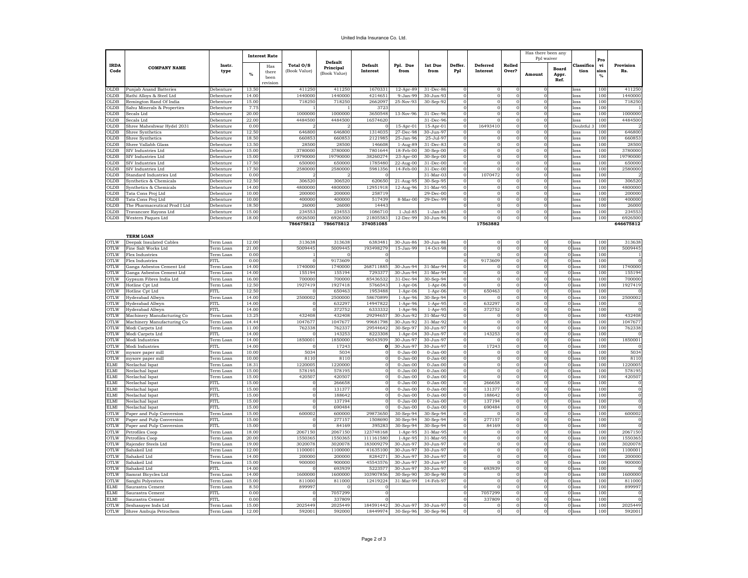# United India Insurance Co. Ltd.

| IRDA Code | COMPANY NAME | Instr. type | Interest Rate % | Has there been revision | Total O/S (Book Value) | Default Principal (Book Value) | Default Interest | Ppl. Due from | Int Due from | Deffer. Ppl | Deferred Interest | Rolled Over? | Has there been any Ppl waiver Amount | Board Appr. Ref. | Classification | Provision % | Provision Rs. |
|---|---|---|---|---|---|---|---|---|---|---|---|---|---|---|---|---|---|
| OLDB | Punjab Anand Batteries | Debenture | 13.50 | | 411250 | 411250 | 1670331 | 12-Apr-89 | 31-Dec-86 | 0 | 0 | 0 | 0 | | loss | 100 | 411250 |
| OLDB | Rathi Alloys & Steel Ltd | Debenture | 14.00 | | 1440000 | 1440000 | 4214651 | 9-Jan-99 | 30-Jun-93 | 0 | 0 | 0 | 0 | | loss | 100 | 1440000 |
| OLDB | Remington Rand Of India | Debenture | 15.00 | | 718250 | 718250 | 2662097 | 25-Nov-93 | 30-Sep-92 | 0 | 0 | 0 | 0 | | loss | 100 | 718250 |
| OLDB | Sahu Minerals & Properties | Debenture | 7.75 | | 1 | 1 | 3723 | | | 0 | 0 | 0 | 0 | | loss | 100 | 1 |
| OLDB | Secals Ltd | Debenture | 20.00 | | 1000000 | 1000000 | 3650548 | 13-Nov-96 | 31-Dec-96 | 0 | 0 | 0 | 0 | | loss | 100 | 1000000 |
| OLDB | Secals Ltd | Debenture | 22.00 | | 4484500 | 4484500 | 16574620 | | 31-Dec-96 | 0 | 0 | 0 | 0 | | loss | 100 | 4484500 |
| OLDB | Shree Maheshwar Hydel 2031 | Debenture | 0.00 | | 2 | 2 | 0 | 15-Apr-01 | 15-Apr-01 | 0 | 16493410 | 0 | 0 | | Doubtful 3 | 100 | 2 |
| OLDB | Shree Synthetics | Debenture | 12.50 | | 646800 | 646800 | 1314035 | 27-Dec-98 | 30-Jun-97 | 0 | 0 | 0 | 0 | | loss | 100 | 646800 |
| OLDB | Shree Synthetics | Debenture | 18.50 | | 660853 | 660853 | 2121985 | 25-Jan-96 | 25-Jul-97 | 0 | 0 | 0 | 0 | | loss | 100 | 660853 |
| OLDB | Shree Vallabh Glass | Debenture | 13.50 | | 28500 | 28500 | 146608 | 1-Aug-89 | 31-Dec-83 | 0 | 0 | 0 | 0 | | loss | 100 | 28500 |
| OLDB | SIV Industries Ltd | Debenture | 15.00 | | 3780000 | 3780000 | 7801644 | 18-Feb-00 | 30-Sep-00 | 0 | 0 | 0 | 0 | | loss | 100 | 3780000 |
| OLDB | SIV Industries Ltd | Debenture | 15.00 | | 19790000 | 19790000 | 38260274 | 23-Apr-00 | 30-Sep-00 | 0 | 0 | 0 | 0 | | loss | 100 | 19790000 |
| OLDB | SIV Industries Ltd | Debenture | 17.50 | | 650000 | 650000 | 1785480 | 22-Aug-00 | 31-Dec-00 | 0 | 0 | 0 | 0 | | loss | 100 | 650000 |
| OLDB | SIV Industries Ltd | Debenture | 17.50 | | 2580000 | 2580000 | 5981356 | 14-Feb-00 | 31-Dec-00 | 0 | 0 | 0 | 0 | | loss | 100 | 2580000 |
| OLDB | Standard Industries Ltd | Debenture | 0.00 | | 2 | 2 | 0 | | 31-Mar-03 | 0 | 1070472 | 0 | 0 | | loss | 100 | 2 |
| OLDB | Synthetics & Chemicals | Debenture | 12.50 | | 306520 | 306520 | 620650 | 21-Aug-95 | 30-Sep-95 | 0 | 0 | 0 | 0 | | loss | 100 | 306520 |
| OLDB | Synthetics & Chemicals | Debenture | 14.00 | | 4800000 | 4800000 | 12951918 | 12-Aug-96 | 31-Mar-95 | 0 | 0 | 0 | 0 | | loss | 100 | 4800000 |
| OLDB | Tata Cons Proj Ltd | Debenture | 10.00 | | 200000 | 200000 | 258719 | | 29-Dec-00 | 0 | 0 | 0 | 0 | | loss | 100 | 200000 |
| OLDB | Tata Cons Proj Ltd | Debenture | 10.00 | | 400000 | 400000 | 517439 | 8-Mar-00 | 29-Dec-99 | 0 | 0 | 0 | 0 | | loss | 100 | 400000 |
| OLDB | The Pharmaceutical Prod I Ltd | Debenture | 18.50 | | 26000 | 26000 | 14443 | | | 0 | 0 | 0 | 0 | | loss | 100 | 26000 |
| OLDB | Travancore Rayons Ltd | Debenture | 15.00 | | 234553 | 234553 | 1086710 | 1-Jul-85 | 1-Jan-85 | 0 | 0 | 0 | 0 | | loss | 100 | 234553 |
| OLDB | Western Paques Ltd | Debenture | 18.00 | | 6926500 | 6926500 | 21805583 | 12-Dec-99 | 30-Jun-96 | 0 | 0 | 0 | 0 | | loss | 100 | 6926500 |
| | | | | | **786675812** | **786675812** | **374051085** | | | | **17563882** | | | | | | **646675812** |

**TERM LOAN**

| IRDA Code | COMPANY NAME | Instr. type | Interest Rate % | Has there been revision | Total O/S (Book Value) | Default Principal (Book Value) | Default Interest | Ppl. Due from | Int Due from | Deffer. Ppl | Deferred Interest | Rolled Over? | Has there been any Ppl waiver Amount | Board Appr. Ref. | Classification | Provision % | Provision Rs. |
|---|---|---|---|---|---|---|---|---|---|---|---|---|---|---|---|---|---|
| OTLW | Deepak Insulated Cables | Term Loan | 12.00 | | 313638 | 313638 | 6383481 | 30-Jun-86 | 30-Jun-86 | 0 | 0 | 0 | 0 | 0 | loss | 100 | 313638 |
| OTLW | Fine Salt Works Ltd | Term Loan | 21.00 | | 5009445 | 5009445 | 193498279 | 15-Jan-99 | 14-Oct-98 | 0 | 0 | 0 | 0 | 0 | loss | 100 | 5009445 |
| OTLW | Flex Industries | Term Loan | 0.00 | | 1 | 0 | 0 | | | 0 | 0 | 0 | 0 | 0 | loss | 100 | 1 |
| OTLW | Flex Industries | FITL | 0.00 | | 0 | 9173609 | 0 | | | 0 | 9173609 | 0 | 0 | 0 | loss | 100 | 0 |
| OTLW | Ganga Asbestos Cement Ltd | Term Loan | 14.00 | | 1740000 | 1740000 | 268711885 | 30-Jun-94 | 31-Mar-94 | 0 | 0 | 0 | 0 | 0 | loss | 100 | 1740000 |
| OTLW | Ganga Asbestos Cement Ltd | Term Loan | 14.00 | | 155194 | 155194 | 7293377 | 30-Jun-94 | 31-Mar-94 | 0 | 0 | 0 | 0 | 0 | loss | 100 | 155194 |
| OTLW | Gypsum Fibres India Ltd | Term Loan | 16.00 | | 700000 | 700000 | 85436532 | 31-Dec-94 | 30-Sep-94 | 0 | 0 | 0 | 0 | 0 | loss | 100 | 700000 |
| OTLW | Hotline Cpt Ltd | Term Loan | 12.50 | | 1927419 | 1927418 | 5766543 | 1-Apr-06 | 1-Apr-06 | 0 | 0 | 0 | 0 | 0 | loss | 100 | 1927419 |
| OTLW | Hotline Cpt Ltd | FITL | 12.50 | | 0 | 650463 | 1953488 | 1-Apr-06 | 1-Apr-06 | 0 | 650463 | 0 | 0 | 0 | loss | 100 | 0 |
| OTLW | Hyderabad Allwyn | Term Loan | 14.00 | | 2500002 | 2500000 | 58670899 | 1-Apr-96 | 30-Sep-94 | 0 | 0 | 0 | 0 | 0 | loss | 100 | 2500002 |
| OTLW | Hyderabad Allwyn | FITL | 14.00 | | 0 | 632297 | 14947822 | 1-Apr-96 | 1-Apr-95 | 0 | 632297 | 0 | 0 | 0 | loss | 100 | 0 |
| OTLW | Hyderabad Allwyn | FITL | 14.00 | | 0 | 372752 | 6333332 | 1-Apr-96 | 1-Apr-95 | 0 | 372752 | 0 | 0 | 0 | loss | 100 | 0 |
| OTLW | Machinery Manufacturing Co | Term Loan | 13.25 | | 432408 | 432408 | 29294657 | 30-Jun-92 | 31-Mar-92 | 0 | 0 | 0 | 0 | 0 | loss | 100 | 432408 |
| OTLW | Machinery Manufacturing Co | Term Loan | 14.44 | | 1047677 | 1047677 | 99681798 | 30-Jun-92 | 31-Mar-92 | 0 | 0 | 0 | 0 | 0 | loss | 100 | 1047677 |
| OTLW | Modi Carpets Ltd | Term Loan | 11.00 | | 762338 | 762337 | 29544642 | 30-Sep-97 | 30-Jun-97 | 0 | 0 | 0 | 0 | 0 | loss | 100 | 762338 |
| OTLW | Modi Carpets Ltd | FITL | 14.00 | | 0 | 143253 | 8223308 | 1-Apr-04 | 30-Jun-97 | 0 | 143253 | 0 | 0 | 0 | loss | 100 | 0 |
| OTLW | Modi Industries | Term Loan | 14.00 | | 1850001 | 1850000 | 96543939 | 30-Jun-97 | 30-Jun-97 | 0 | 0 | 0 | 0 | 0 | loss | 100 | 1850001 |
| OTLW | Modi Industries | FITL | 14.00 | | 0 | 17243 | **0** | 30-Jun-97 | 30-Jun-97 | 0 | 17243 | 0 | 0 | 0 | loss | 100 | 0 |
| OTLW | mysore paper mill | Term Loan | 10.00 | | 5034 | 5034 | 0 | 0-Jan-00 | 0-Jan-00 | 0 | 0 | 0 | 0 | 0 | loss | 100 | 5034 |
| OTLW | mysore paper mill | Term Loan | 10.00 | | 8110 | 8110 | 0 | 0-Jan-00 | 0-Jan-00 | 0 | 0 | 0 | 0 | 0 | loss | 100 | 8110 |
| ELMI | Neelachal Ispat | Term Loan | 18.31 | | 1220005 | 1220000 | 0 | 0-Jan-00 | 0-Jan-00 | 0 | 0 | 0 | 0 | 0 | loss | 100 | 1220005 |
| ELMI | Neelachal Ispat | Term Loan | 15.00 | | 578195 | 578195 | 0 | 0-Jan-00 | 0-Jan-00 | 0 | 0 | 0 | 0 | 0 | loss | 100 | 578195 |
| ELMI | Neelachal Ispat | Term Loan | 15.00 | | 420507 | 420507 | 0 | 0-Jan-00 | 0-Jan-00 | 0 | 0 | 0 | 0 | 0 | loss | 100 | 420507 |
| ELMI | Neelachal Ispat | FITL | 15.00 | | 0 | 266658 | 0 | 0-Jan-00 | 0-Jan-00 | 0 | 266658 | 0 | 0 | 0 | loss | 100 | 0 |
| ELMI | Neelachal Ispat | FITL | 15.00 | | 0 | 131377 | 0 | 0-Jan-00 | 0-Jan-00 | 0 | 131377 | 0 | 0 | 0 | loss | 100 | 0 |
| ELMI | Neelachal Ispat | FITL | 15.00 | | 0 | 188642 | 0 | 0-Jan-00 | 0-Jan-00 | 0 | 188642 | 0 | 0 | 0 | loss | 100 | 0 |
| ELMI | Neelachal Ispat | FITL | 15.00 | | 0 | 137194 | 0 | 0-Jan-00 | 0-Jan-00 | 0 | 137194 | 0 | 0 | 0 | loss | 100 | 0 |
| ELMI | Neelachal Ispat | FITL | 15.00 | | 0 | 690484 | 0 | 0-Jan-00 | 0-Jan-00 | 0 | 690484 | 0 | 0 | 0 | loss | 100 | 0 |
| OTLW | Paper and Pulp Conversion | Term Loan | 15.00 | | 600002 | 600000 | 29873650 | 30-Sep-94 | 30-Sep-94 | 0 | 0 | 0 | 0 | 0 | loss | 100 | 600002 |
| OTLW | Paper and Pulp Conversion | FITL | 15.00 | | 0 | 277157 | 1508690 | 30-Sep-94 | 30-Sep-94 | 0 | 277157 | 0 | 0 | 0 | loss | 100 | 0 |
| OTLW | Paper and Pulp Conversion | FITL | 15.00 | | 0 | 84169 | 395283 | 30-Sep-94 | 30-Sep-94 | 0 | 84169 | 0 | 0 | 0 | loss | 100 | 0 |
| OTLW | Petrofiles Coop | Term Loan | 18.00 | | 2067150 | 2067150 | 123748168 | 1-Apr-95 | 31-Mar-95 | 0 | 0 | 0 | 0 | 0 | loss | 100 | 2067150 |
| OTLW | Petrofiles Coop | Term Loan | 20.00 | | 1550365 | 1550365 | 111161580 | 1-Apr-95 | 31-Mar-95 | 0 | 0 | 0 | 0 | 0 | loss | 100 | 1550365 |
| OTLW | Rajender Steels Ltd | Term Loan | 19.00 | | 3020078 | 3020078 | 183009279 | 30-Jun-97 | 30-Jun-97 | 0 | 0 | 0 | 0 | 0 | loss | 100 | 3020078 |
| OTLW | Sahakeil Ltd | Term Loan | 12.00 | | 1100001 | 1100000 | 41635100 | 30-Jun-97 | 30-Jun-97 | 0 | 0 | 0 | 0 | 0 | loss | 100 | 1100001 |
| OTLW | Sahakeil Ltd | Term Loan | 14.00 | | 200000 | 200000 | 8284271 | 30-Jun-97 | 30-Jun-97 | 0 | 0 | 0 | 0 | 0 | loss | 100 | 200000 |
| OTLW | Sahakeil Ltd | Term Loan | 15.00 | | 900000 | 900000 | 45543576 | 30-Jun-97 | 30-Jun-97 | 0 | 0 | 0 | 0 | 0 | loss | 100 | 900000 |
| OTLW | Sahakeil Ltd | FITL | 14.00 | | 0 | 693939 | 5223577 | 30-Jun-97 | 30-Jun-97 | 0 | 693939 | 0 | 0 | 0 | loss | 100 | 0 |
| OTLW | Samrat Bicycles Ltd | Term Loan | 14.00 | | 1600000 | 1600000 | 103907856 | 30-Sep-90 | 30-Sep-90 | 0 | 0 | 0 | 0 | 0 | loss | 100 | 1600000 |
| OTLW | Sanghi Polyesters | Term Loan | 15.00 | | 811000 | 811000 | 12419224 | 31-Mar-99 | 14-Feb-97 | 0 | 0 | 0 | 0 | 0 | loss | 100 | 811000 |
| ELMI | Saurastra Cement | Term Loan | 8.50 | | 899997 | 0 | 0 | | | 0 | 0 | 0 | 0 | 0 | loss | 100 | 899997 |
| ELMI | Saurastra Cement | FITL | 0.00 | | 0 | 7057299 | 0 | | | 0 | 7057299 | 0 | 0 | 0 | loss | 100 | 0 |
| ELMI | Saurastra Cement | FITL | 0.00 | | 0 | 337809 | 0 | | | 0 | 337809 | 0 | 0 | 0 | loss | 100 | 0 |
| OTLW | Seshasayee Inds Ltd | Term Loan | 15.00 | | 2025449 | 2025449 | 184591442 | 30-Jun-97 | 30-Jun-97 | 0 | 0 | 0 | 0 | 0 | loss | 100 | 2025449 |
| OTLW | Shree Ambuja Petrochem | Term Loan | 12.00 | | 592001 | 592000 | 18449974 | 30-Sep-96 | 30-Sep-96 | 0 | 0 | 0 | 0 | 0 | loss | 100 | 592001 |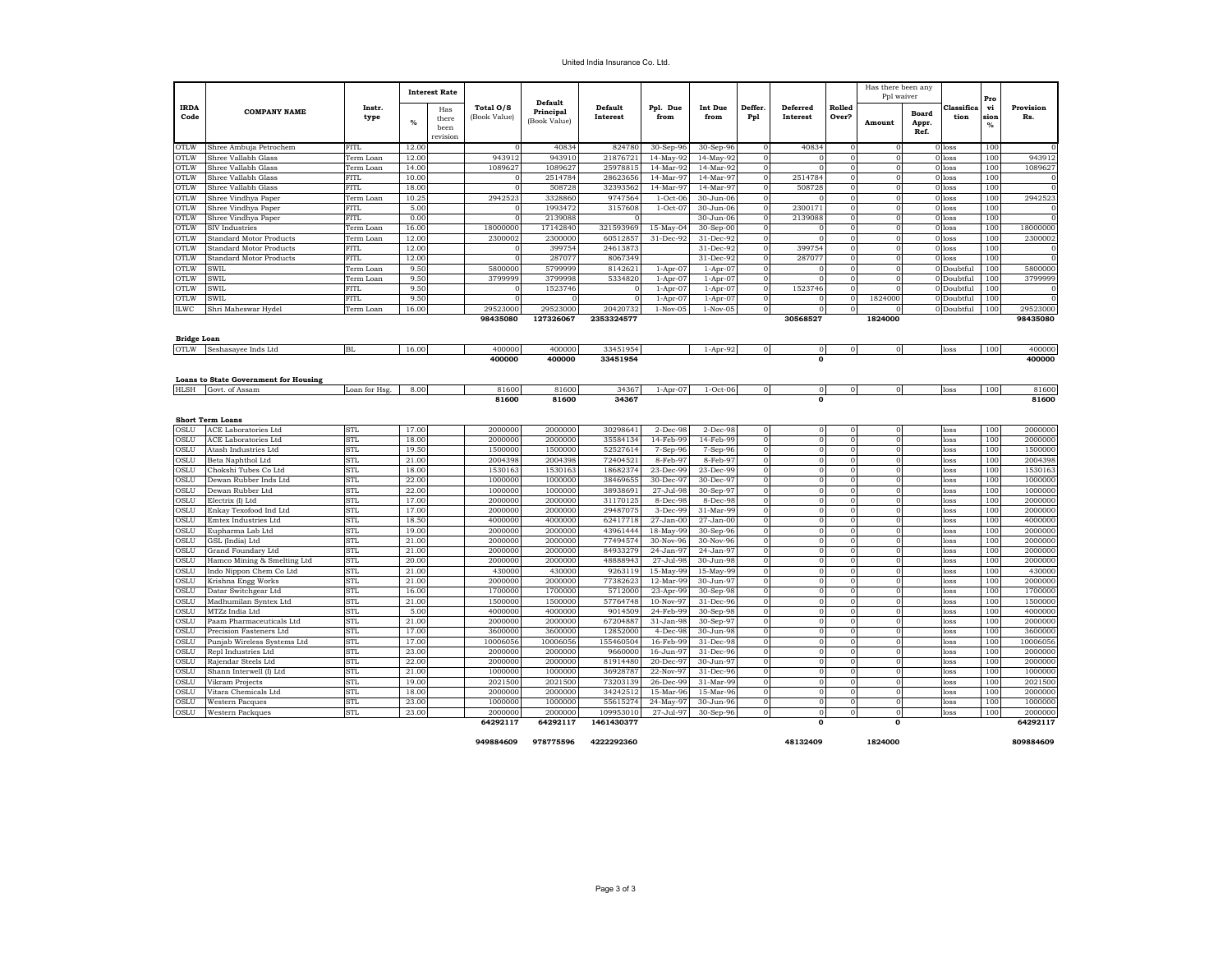United India Insurance Co. Ltd.

| IRDA Code | COMPANY NAME | Instr. type | Interest Rate | | Total O/S (Book Value) | Default Principal (Book Value) | Default Interest | Ppl. Due from | Int Due from | Deffer. Ppl | Deferred Interest | Rolled Over? | Has there been any Ppl waiver | | Classification | Provision % | Provision Rs. |
|---|---|---|---|---|---|---|---|---|---|---|---|---|---|---|---|---|---|
| | | | % | Has there been revision | | | | | | | | | Amount | Board Appr. Ref. | | | |
| OTLW | Shree Ambuja Petrochem | FITL | 12.00 | | 0 | 40834 | 824780 | 30-Sep-96 | 30-Sep-96 | 0 | 40834 | 0 | 0 | 0 | loss | 100 | 0 |
| OTLW | Shree Vallabh Glass | Term Loan | 12.00 | | 943912 | 943910 | 21876721 | 14-May-92 | 14-May-92 | 0 | 0 | 0 | 0 | 0 | loss | 100 | 943912 |
| OTLW | Shree Vallabh Glass | Term Loan | 14.00 | | 1089627 | 1089627 | 25978815 | 14-Mar-92 | 14-Mar-92 | 0 | 0 | 0 | 0 | 0 | loss | 100 | 1089627 |
| OTLW | Shree Vallabh Glass | FITL | 10.00 | | 0 | 2514784 | 28623656 | 14-Mar-97 | 14-Mar-97 | 0 | 2514784 | 0 | 0 | 0 | loss | 100 | 0 |
| OTLW | Shree Vallabh Glass | FITL | 18.00 | | 0 | 508728 | 32393562 | 14-Mar-97 | 14-Mar-97 | 0 | 508728 | 0 | 0 | 0 | loss | 100 | 0 |
| OTLW | Shree Vindhya Paper | Term Loan | 10.25 | | 2942523 | 3328860 | 9747564 | 1-Oct-06 | 30-Jun-06 | 0 | 0 | 0 | 0 | 0 | loss | 100 | 2942523 |
| OTLW | Shree Vindhya Paper | FITL | 5.00 | | 0 | 1993472 | 3157608 | 1-Oct-07 | 30-Jun-06 | 0 | 2300171 | 0 | 0 | 0 | loss | 100 | 0 |
| OTLW | Shree Vindhya Paper | FITL | 0.00 | | 0 | 2139088 | 0 | | 30-Jun-06 | 0 | 2139088 | 0 | 0 | 0 | loss | 100 | 0 |
| OTLW | SIV Industries | Term Loan | 16.00 | | 18000000 | 17142840 | 321593969 | 15-May-04 | 30-Sep-00 | 0 | 0 | 0 | 0 | 0 | loss | 100 | 18000000 |
| OTLW | Standard Motor Products | Term Loan | 12.00 | | 2300002 | 2300000 | 60512857 | 31-Dec-92 | 31-Dec-92 | 0 | 0 | 0 | 0 | 0 | loss | 100 | 2300002 |
| OTLW | Standard Motor Products | FITL | 12.00 | | 0 | 399754 | 24613873 | | 31-Dec-92 | 0 | 399754 | 0 | 0 | 0 | loss | 100 | 0 |
| OTLW | Standard Motor Products | FITL | 12.00 | | 0 | 287077 | 8067349 | | 31-Dec-92 | 0 | 287077 | 0 | 0 | 0 | loss | 100 | 0 |
| OTLW | SWIL | Term Loan | 9.50 | | 5800000 | 5799999 | 8142621 | 1-Apr-07 | 1-Apr-07 | 0 | 0 | 0 | 0 | 0 | Doubtful | 100 | 5800000 |
| OTLW | SWIL | Term Loan | 9.50 | | 3799999 | 3799998 | 5334820 | 1-Apr-07 | 1-Apr-07 | 0 | 0 | 0 | 0 | 0 | Doubtful | 100 | 3799999 |
| OTLW | SWIL | FITL | 9.50 | | 0 | 1523746 | 0 | 1-Apr-07 | 1-Apr-07 | 0 | 1523746 | 0 | 0 | 0 | Doubtful | 100 | 0 |
| OTLW | SWIL | FITL | 9.50 | | 0 | 0 | 0 | 1-Apr-07 | 1-Apr-07 | 0 | 0 | 0 | 1824000 | 0 | Doubtful | 100 | 0 |
| ILWC | Shri Maheswar Hydel | Term Loan | 16.00 | | 29523000 | 29523000 | 20420732 | 1-Nov-05 | 1-Nov-05 | 0 | 0 | 0 | 0 | 0 | Doubtful | 100 | 29523000 |
| | | | | | **98435080** | **127326067** | **2353324577** | | | | **30568527** | | **1824000** | | | | **98435080** |
| **Bridge Loan** | | | | | | | | | | | | | | | | | |
| OTLW | Seshasayee Inds Ltd | BL | 16.00 | | 400000 | 400000 | 33451954 | | 1-Apr-92 | 0 | 0 | 0 | 0 | | loss | 100 | 400000 |
| | | | | | **400000** | **400000** | **33451954** | | | | **0** | | | | | | **400000** |
| **Loans to State Government for Housing** | | | | | | | | | | | | | | | | | |
| HLSH | Govt. of Assam | Loan for Hsg. | 8.00 | | 81600 | 81600 | 34367 | 1-Apr-07 | 1-Oct-06 | 0 | 0 | 0 | 0 | | loss | 100 | 81600 |
| | | | | | **81600** | **81600** | **34367** | | | | **0** | | | | | | **81600** |
| **Short Term Loans** | | | | | | | | | | | | | | | | | |
| OSLU | ACE Laboratories Ltd | STL | 17.00 | | 2000000 | 2000000 | 30298641 | 2-Dec-98 | 2-Dec-98 | 0 | 0 | 0 | 0 | | loss | 100 | 2000000 |
| OSLU | ACE Laboratories Ltd | STL | 18.00 | | 2000000 | 2000000 | 35584134 | 14-Feb-99 | 14-Feb-99 | 0 | 0 | 0 | 0 | | loss | 100 | 2000000 |
| OSLU | Atash Industries Ltd | STL | 19.50 | | 1500000 | 1500000 | 52527614 | 7-Sep-96 | 7-Sep-96 | 0 | 0 | 0 | 0 | | loss | 100 | 1500000 |
| OSLU | Beta Naphthol Ltd | STL | 21.00 | | 2004398 | 2004398 | 72404521 | 8-Feb-97 | 8-Feb-97 | 0 | 0 | 0 | 0 | | loss | 100 | 2004398 |
| OSLU | Chokshi Tubes Co Ltd | STL | 18.00 | | 1530163 | 1530163 | 18682374 | 23-Dec-99 | 23-Dec-99 | 0 | 0 | 0 | 0 | | loss | 100 | 1530163 |
| OSLU | Dewan Rubber Inds Ltd | STL | 22.00 | | 1000000 | 1000000 | 38469655 | 30-Dec-97 | 30-Dec-97 | 0 | 0 | 0 | 0 | | loss | 100 | 1000000 |
| OSLU | Dewan Rubber Ltd | STL | 22.00 | | 1000000 | 1000000 | 38938691 | 27-Jul-98 | 30-Sep-97 | 0 | 0 | 0 | 0 | | loss | 100 | 1000000 |
| OSLU | Electrix (I) Ltd | STL | 17.00 | | 2000000 | 2000000 | 31170125 | 8-Dec-98 | 8-Dec-98 | 0 | 0 | 0 | 0 | | loss | 100 | 2000000 |
| OSLU | Enkay Texofood Ind Ltd | STL | 17.00 | | 2000000 | 2000000 | 29487075 | 3-Dec-99 | 31-Mar-99 | 0 | 0 | 0 | 0 | | loss | 100 | 2000000 |
| OSLU | Emtex Industries Ltd | STL | 18.50 | | 4000000 | 4000000 | 62417718 | 27-Jan-00 | 27-Jan-00 | 0 | 0 | 0 | 0 | | loss | 100 | 4000000 |
| OSLU | Eupharma Lab Ltd | STL | 19.00 | | 2000000 | 2000000 | 43961444 | 18-May-99 | 30-Sep-96 | 0 | 0 | 0 | 0 | | loss | 100 | 2000000 |
| OSLU | GSL (India) Ltd | STL | 21.00 | | 2000000 | 2000000 | 77494574 | 30-Nov-96 | 30-Nov-96 | 0 | 0 | 0 | 0 | | loss | 100 | 2000000 |
| OSLU | Grand Foundary Ltd | STL | 21.00 | | 2000000 | 2000000 | 84933279 | 24-Jan-97 | 24-Jan-97 | 0 | 0 | 0 | 0 | | loss | 100 | 2000000 |
| OSLU | Hamco Mining & Smelting Ltd | STL | 20.00 | | 2000000 | 2000000 | 48888943 | 27-Jul-98 | 30-Jun-98 | 0 | 0 | 0 | 0 | | loss | 100 | 2000000 |
| OSLU | Indo Nippon Chem Co Ltd | STL | 21.00 | | 430000 | 430000 | 9263119 | 15-May-99 | 15-May-99 | 0 | 0 | 0 | 0 | | loss | 100 | 430000 |
| OSLU | Krishna Engg Works | STL | 21.00 | | 2000000 | 2000000 | 77382623 | 12-Mar-99 | 30-Jun-97 | 0 | 0 | 0 | 0 | | loss | 100 | 2000000 |
| OSLU | Datar Switchgear Ltd | STL | 16.00 | | 1700000 | 1700000 | 5712000 | 23-Apr-99 | 30-Sep-98 | 0 | 0 | 0 | 0 | | loss | 100 | 1700000 |
| OSLU | Madhumilan Syntex Ltd | STL | 21.00 | | 1500000 | 1500000 | 57764748 | 10-Nov-97 | 31-Dec-96 | 0 | 0 | 0 | 0 | | loss | 100 | 1500000 |
| OSLU | MTZz India Ltd | STL | 5.00 | | 4000000 | 4000000 | 9014509 | 24-Feb-99 | 30-Sep-98 | 0 | 0 | 0 | 0 | | loss | 100 | 4000000 |
| OSLU | Paam Pharmaceuticals Ltd | STL | 21.00 | | 2000000 | 2000000 | 67204887 | 31-Jan-98 | 30-Sep-97 | 0 | 0 | 0 | 0 | | loss | 100 | 2000000 |
| OSLU | Precision Fasteners Ltd | STL | 17.00 | | 3600000 | 3600000 | 12852000 | 4-Dec-98 | 30-Jun-98 | 0 | 0 | 0 | 0 | | loss | 100 | 3600000 |
| OSLU | Punjab Wireless Systems Ltd | STL | 17.00 | | 10006056 | 10006056 | 155460504 | 16-Feb-99 | 31-Dec-98 | 0 | 0 | 0 | 0 | | loss | 100 | 10006056 |
| OSLU | Repl Industries Ltd | STL | 23.00 | | 2000000 | 2000000 | 9660000 | 16-Jun-97 | 31-Dec-96 | 0 | 0 | 0 | 0 | | loss | 100 | 2000000 |
| OSLU | Rajendar Steels Ltd | STL | 22.00 | | 2000000 | 2000000 | 81914480 | 20-Dec-97 | 30-Jun-97 | 0 | 0 | 0 | 0 | | loss | 100 | 2000000 |
| OSLU | Shann Interwell (I) Ltd | STL | 21.00 | | 1000000 | 1000000 | 36928787 | 22-Nov-97 | 31-Dec-96 | 0 | 0 | 0 | 0 | | loss | 100 | 1000000 |
| OSLU | Vikram Projects | STL | 19.00 | | 2021500 | 2021500 | 73203139 | 26-Dec-99 | 31-Mar-99 | 0 | 0 | 0 | 0 | | loss | 100 | 2021500 |
| OSLU | Vitara Chemicals Ltd | STL | 18.00 | | 2000000 | 2000000 | 34242512 | 15-Mar-96 | 15-Mar-96 | 0 | 0 | 0 | 0 | | loss | 100 | 2000000 |
| OSLU | Western Pacques | STL | 23.00 | | 1000000 | 1000000 | 55615274 | 24-May-97 | 30-Jun-96 | 0 | 0 | 0 | 0 | | loss | 100 | 1000000 |
| OSLU | Western Packques | STL | 23.00 | | 2000000 | 2000000 | 109953010 | 27-Jul-97 | 30-Sep-96 | 0 | 0 | 0 | 0 | | loss | 100 | 2000000 |
| | | | | | **64292117** | **64292117** | **1461430377** | | | | **0** | | **0** | | | | **64292117** |
| | | | | | **949884609** | **978775596** | **4222292360** | | | | **48132409** | | **1824000** | | | | **809884609** |